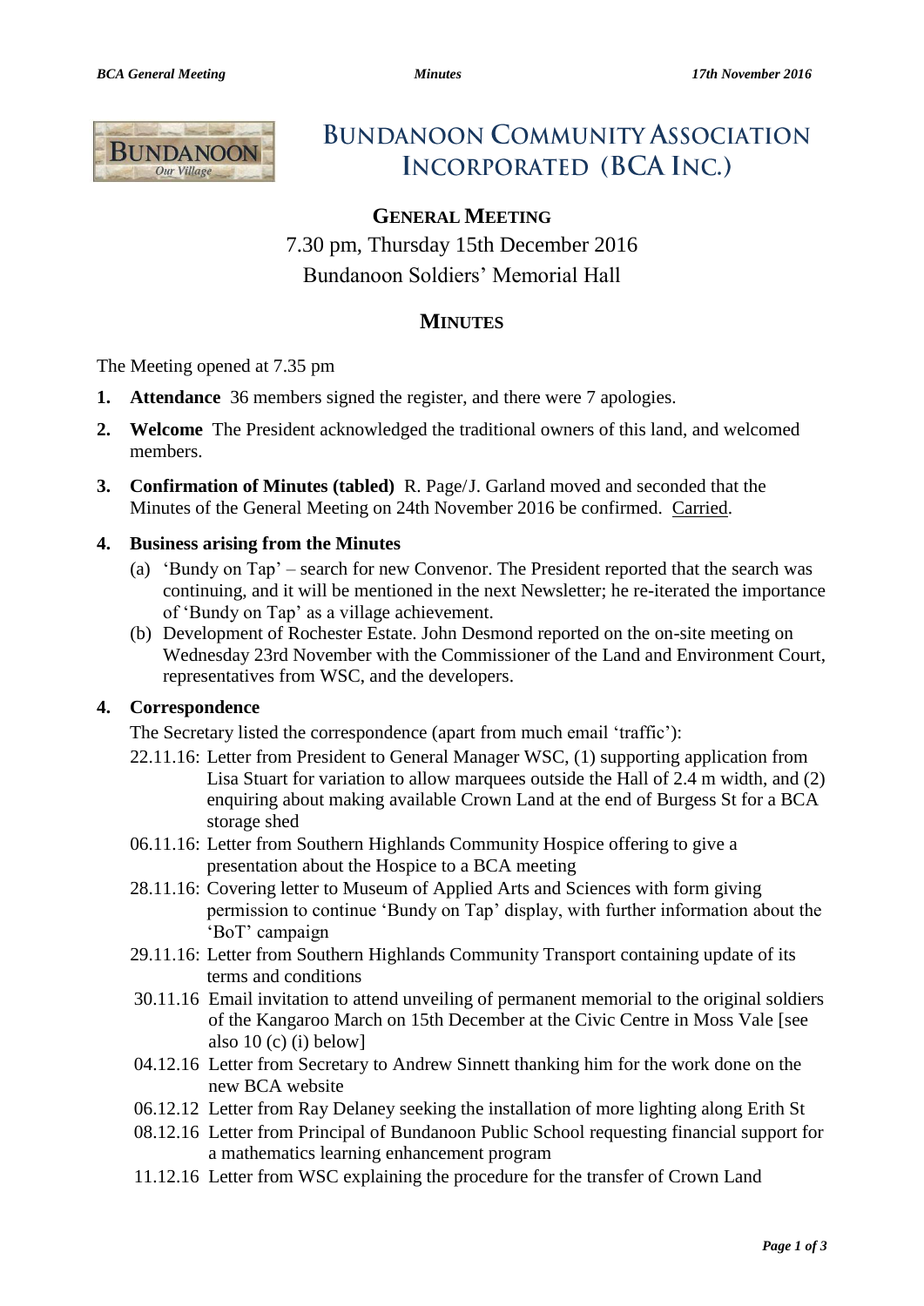# BUNDANOON COMMUNITY ASSOCIATION INCORPORATED (BCA INC.)

## GENERAL MEETING

7.30 pm, Thursday 15th December 2016

Bundanoon Soldiers' Memorial Hall

## MINUTES

The Meeting opened at 7.35 pm

1. **Attendance** 36 members signed the register, and there were 7 apologies.

2. **Welcome** The President acknowledged the traditional owners of this land, and welcomed members.

3. **Confirmation of Minutes (tabled)** R. Page/J. Garland moved and seconded that the Minutes of the General Meeting on 24th November 2016 be confirmed. Carried.

4. **Business arising from the Minutes**
   - (a) 'Bundy on Tap' – search for new Convenor. The President reported that the search was continuing, and it will be mentioned in the next Newsletter; he re-iterated the importance of 'Bundy on Tap' as a village achievement.
   - (b) Development of Rochester Estate. John Desmond reported on the on-site meeting on Wednesday 23rd November with the Commissioner of the Land and Environment Court, representatives from WSC, and the developers.

4. **Correspondence**

   The Secretary listed the correspondence (apart from much email 'traffic'):

   22.11.16: Letter from President to General Manager WSC, (1) supporting application from Lisa Stuart for variation to allow marquees outside the Hall of 2.4 m width, and (2) enquiring about making available Crown Land at the end of Burgess St for a BCA storage shed

   06.11.16: Letter from Southern Highlands Community Hospice offering to give a presentation about the Hospice to a BCA meeting

   28.11.16: Covering letter to Museum of Applied Arts and Sciences with form giving permission to continue 'Bundy on Tap' display, with further information about the 'BoT' campaign

   29.11.16: Letter from Southern Highlands Community Transport containing update of its terms and conditions

   30.11.16 Email invitation to attend unveiling of permanent memorial to the original soldiers of the Kangaroo March on 15th December at the Civic Centre in Moss Vale [see also 10 (c) (i) below]

   04.12.16 Letter from Secretary to Andrew Sinnett thanking him for the work done on the new BCA website

   06.12.12 Letter from Ray Delaney seeking the installation of more lighting along Erith St

   08.12.16 Letter from Principal of Bundanoon Public School requesting financial support for a mathematics learning enhancement program

   11.12.16 Letter from WSC explaining the procedure for the transfer of Crown Land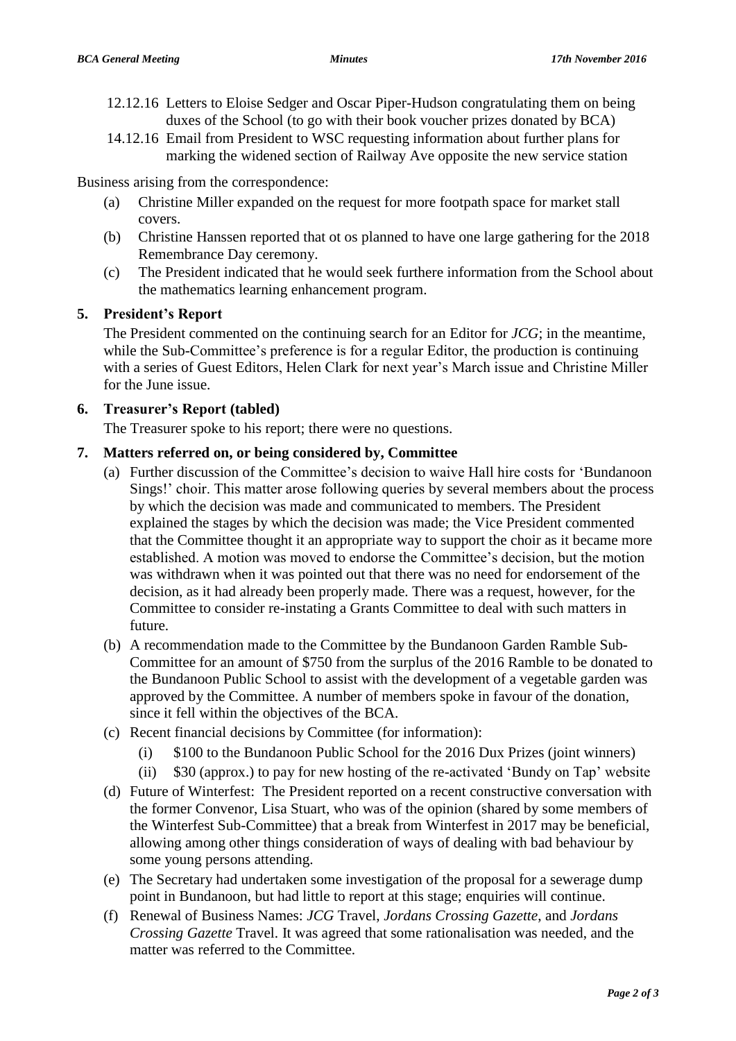12.12.16 Letters to Eloise Sedger and Oscar Piper-Hudson congratulating them on being duxes of the School (to go with their book voucher prizes donated by BCA)

14.12.16 Email from President to WSC requesting information about further plans for marking the widened section of Railway Ave opposite the new service station

Business arising from the correspondence:

(a) Christine Miller expanded on the request for more footpath space for market stall covers.

(b) Christine Hanssen reported that ot os planned to have one large gathering for the 2018 Remembrance Day ceremony.

(c) The President indicated that he would seek furthere information from the School about the mathematics learning enhancement program.

## 5. President's Report

The President commented on the continuing search for an Editor for *JCG*; in the meantime, while the Sub-Committee's preference is for a regular Editor, the production is continuing with a series of Guest Editors, Helen Clark for next year's March issue and Christine Miller for the June issue.

## 6. Treasurer's Report (tabled)

The Treasurer spoke to his report; there were no questions.

## 7. Matters referred on, or being considered by, Committee

(a) Further discussion of the Committee's decision to waive Hall hire costs for 'Bundanoon Sings!' choir. This matter arose following queries by several members about the process by which the decision was made and communicated to members. The President explained the stages by which the decision was made; the Vice President commented that the Committee thought it an appropriate way to support the choir as it became more established. A motion was moved to endorse the Committee's decision, but the motion was withdrawn when it was pointed out that there was no need for endorsement of the decision, as it had already been properly made. There was a request, however, for the Committee to consider re-instating a Grants Committee to deal with such matters in future.

(b) A recommendation made to the Committee by the Bundanoon Garden Ramble Sub-Committee for an amount of $750 from the surplus of the 2016 Ramble to be donated to the Bundanoon Public School to assist with the development of a vegetable garden was approved by the Committee. A number of members spoke in favour of the donation, since it fell within the objectives of the BCA.

(c) Recent financial decisions by Committee (for information):

  (i) $100 to the Bundanoon Public School for the 2016 Dux Prizes (joint winners)

  (ii) $30 (approx.) to pay for new hosting of the re-activated 'Bundy on Tap' website

(d) Future of Winterfest: The President reported on a recent constructive conversation with the former Convenor, Lisa Stuart, who was of the opinion (shared by some members of the Winterfest Sub-Committee) that a break from Winterfest in 2017 may be beneficial, allowing among other things consideration of ways of dealing with bad behaviour by some young persons attending.

(e) The Secretary had undertaken some investigation of the proposal for a sewerage dump point in Bundanoon, but had little to report at this stage; enquiries will continue.

(f) Renewal of Business Names: *JCG* Travel, *Jordans Crossing Gazette*, and *Jordans Crossing Gazette* Travel. It was agreed that some rationalisation was needed, and the matter was referred to the Committee.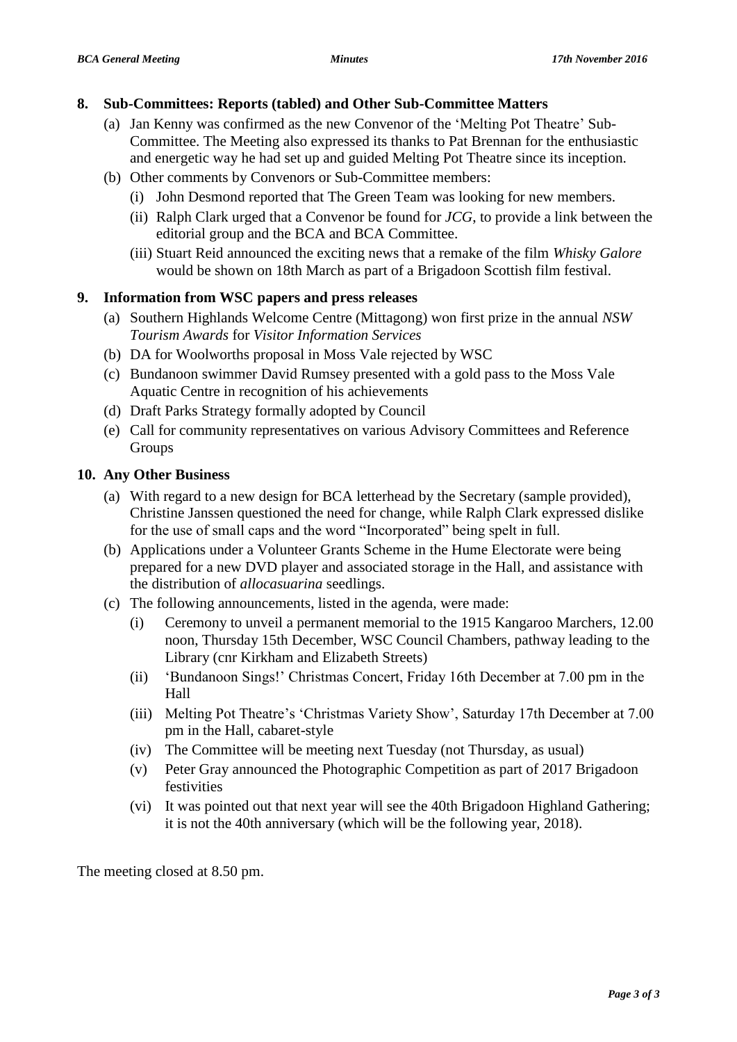## 8. Sub-Committees: Reports (tabled) and Other Sub-Committee Matters

(a) Jan Kenny was confirmed as the new Convenor of the 'Melting Pot Theatre' Sub-Committee. The Meeting also expressed its thanks to Pat Brennan for the enthusiastic and energetic way he had set up and guided Melting Pot Theatre since its inception.

(b) Other comments by Convenors or Sub-Committee members:

  (i) John Desmond reported that The Green Team was looking for new members.

  (ii) Ralph Clark urged that a Convenor be found for *JCG*, to provide a link between the editorial group and the BCA and BCA Committee.

  (iii) Stuart Reid announced the exciting news that a remake of the film *Whisky Galore* would be shown on 18th March as part of a Brigadoon Scottish film festival.

## 9. Information from WSC papers and press releases

(a) Southern Highlands Welcome Centre (Mittagong) won first prize in the annual *NSW Tourism Awards* for *Visitor Information Services*

(b) DA for Woolworths proposal in Moss Vale rejected by WSC

(c) Bundanoon swimmer David Rumsey presented with a gold pass to the Moss Vale Aquatic Centre in recognition of his achievements

(d) Draft Parks Strategy formally adopted by Council

(e) Call for community representatives on various Advisory Committees and Reference Groups

## 10. Any Other Business

(a) With regard to a new design for BCA letterhead by the Secretary (sample provided), Christine Janssen questioned the need for change, while Ralph Clark expressed dislike for the use of small caps and the word "Incorporated" being spelt in full.

(b) Applications under a Volunteer Grants Scheme in the Hume Electorate were being prepared for a new DVD player and associated storage in the Hall, and assistance with the distribution of *allocasuarina* seedlings.

(c) The following announcements, listed in the agenda, were made:

  (i) Ceremony to unveil a permanent memorial to the 1915 Kangaroo Marchers, 12.00 noon, Thursday 15th December, WSC Council Chambers, pathway leading to the Library (cnr Kirkham and Elizabeth Streets)

  (ii) 'Bundanoon Sings!' Christmas Concert, Friday 16th December at 7.00 pm in the Hall

  (iii) Melting Pot Theatre's 'Christmas Variety Show', Saturday 17th December at 7.00 pm in the Hall, cabaret-style

  (iv) The Committee will be meeting next Tuesday (not Thursday, as usual)

  (v) Peter Gray announced the Photographic Competition as part of 2017 Brigadoon festivities

  (vi) It was pointed out that next year will see the 40th Brigadoon Highland Gathering; it is not the 40th anniversary (which will be the following year, 2018).

The meeting closed at 8.50 pm.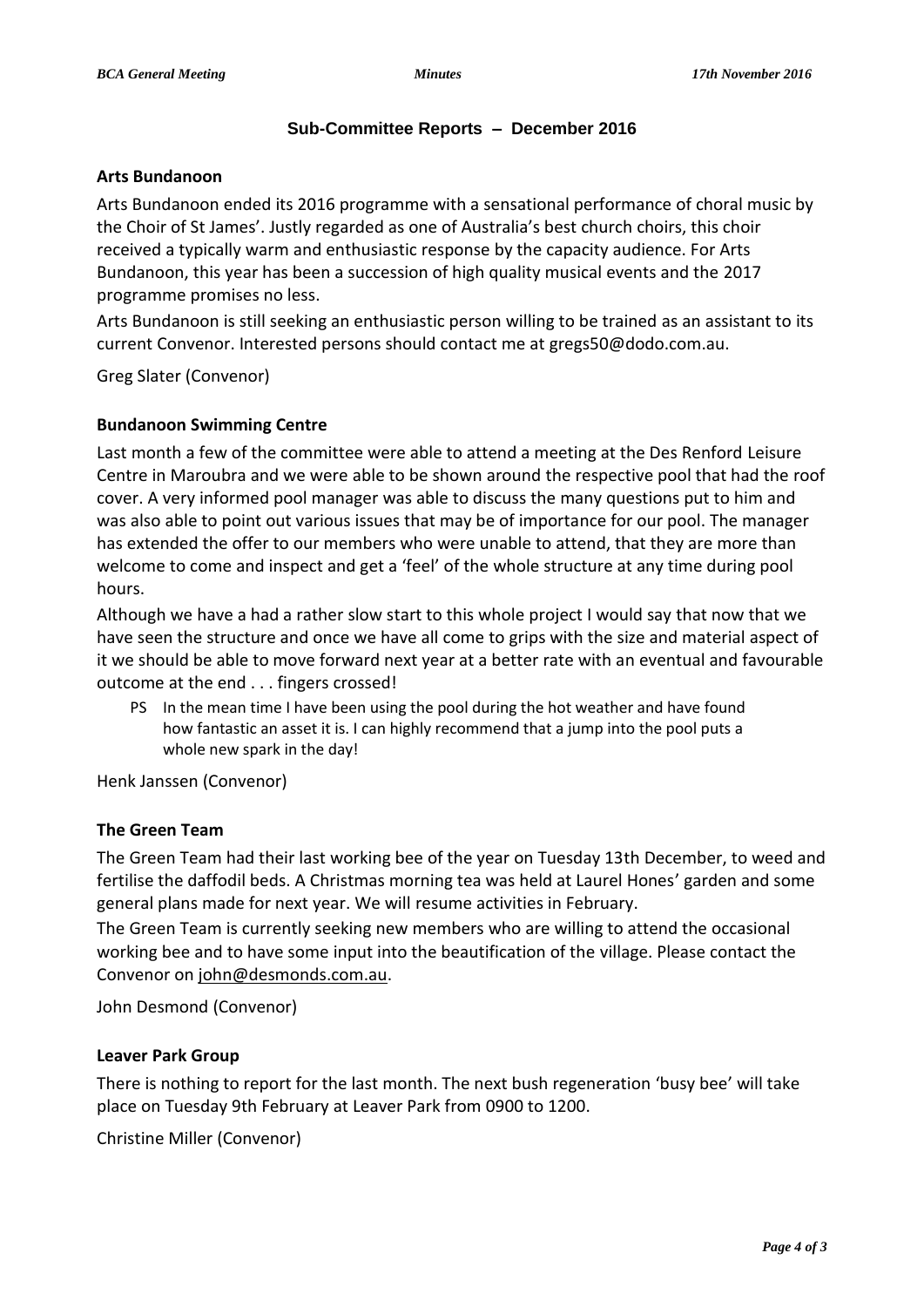## Sub-Committee Reports – December 2016

### Arts Bundanoon

Arts Bundanoon ended its 2016 programme with a sensational performance of choral music by the Choir of St James'. Justly regarded as one of Australia's best church choirs, this choir received a typically warm and enthusiastic response by the capacity audience. For Arts Bundanoon, this year has been a succession of high quality musical events and the 2017 programme promises no less.

Arts Bundanoon is still seeking an enthusiastic person willing to be trained as an assistant to its current Convenor. Interested persons should contact me at gregs50@dodo.com.au.

Greg Slater (Convenor)

### Bundanoon Swimming Centre

Last month a few of the committee were able to attend a meeting at the Des Renford Leisure Centre in Maroubra and we were able to be shown around the respective pool that had the roof cover. A very informed pool manager was able to discuss the many questions put to him and was also able to point out various issues that may be of importance for our pool. The manager has extended the offer to our members who were unable to attend, that they are more than welcome to come and inspect and get a 'feel' of the whole structure at any time during pool hours.

Although we have a had a rather slow start to this whole project I would say that now that we have seen the structure and once we have all come to grips with the size and material aspect of it we should be able to move forward next year at a better rate with an eventual and favourable outcome at the end . . . fingers crossed!

> PS In the mean time I have been using the pool during the hot weather and have found how fantastic an asset it is. I can highly recommend that a jump into the pool puts a whole new spark in the day!

Henk Janssen (Convenor)

### The Green Team

The Green Team had their last working bee of the year on Tuesday 13th December, to weed and fertilise the daffodil beds. A Christmas morning tea was held at Laurel Hones' garden and some general plans made for next year. We will resume activities in February.

The Green Team is currently seeking new members who are willing to attend the occasional working bee and to have some input into the beautification of the village. Please contact the Convenor on john@desmonds.com.au.

John Desmond (Convenor)

### Leaver Park Group

There is nothing to report for the last month. The next bush regeneration 'busy bee' will take place on Tuesday 9th February at Leaver Park from 0900 to 1200.

Christine Miller (Convenor)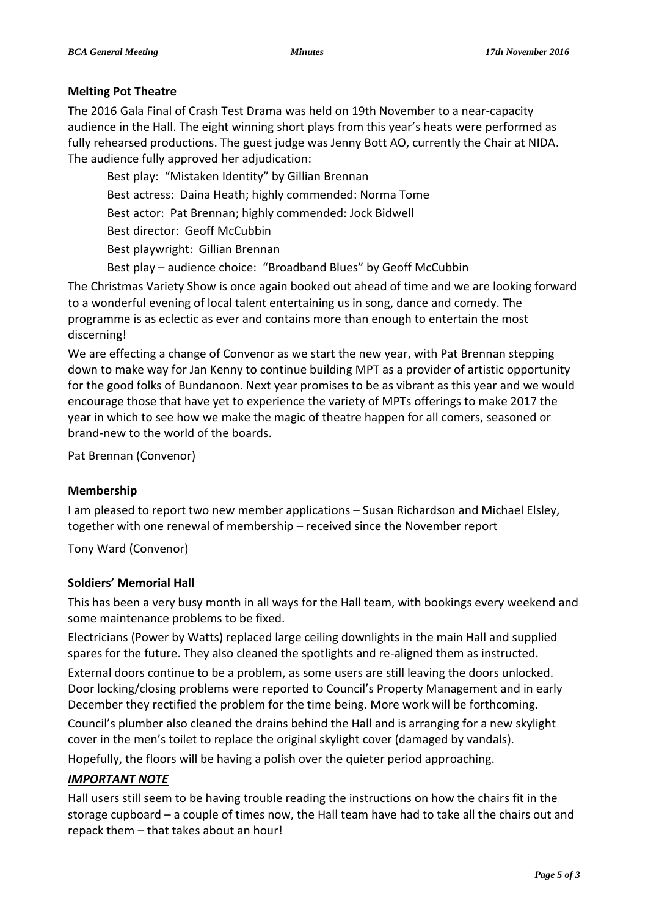### Melting Pot Theatre

**T**he 2016 Gala Final of Crash Test Drama was held on 19th November to a near-capacity audience in the Hall. The eight winning short plays from this year's heats were performed as fully rehearsed productions. The guest judge was Jenny Bott AO, currently the Chair at NIDA. The audience fully approved her adjudication:

Best play: "Mistaken Identity" by Gillian Brennan

Best actress: Daina Heath; highly commended: Norma Tome

Best actor: Pat Brennan; highly commended: Jock Bidwell

Best director: Geoff McCubbin

Best playwright: Gillian Brennan

Best play – audience choice: "Broadband Blues" by Geoff McCubbin

The Christmas Variety Show is once again booked out ahead of time and we are looking forward to a wonderful evening of local talent entertaining us in song, dance and comedy. The programme is as eclectic as ever and contains more than enough to entertain the most discerning!

We are effecting a change of Convenor as we start the new year, with Pat Brennan stepping down to make way for Jan Kenny to continue building MPT as a provider of artistic opportunity for the good folks of Bundanoon. Next year promises to be as vibrant as this year and we would encourage those that have yet to experience the variety of MPTs offerings to make 2017 the year in which to see how we make the magic of theatre happen for all comers, seasoned or brand-new to the world of the boards.

Pat Brennan (Convenor)

### Membership

I am pleased to report two new member applications – Susan Richardson and Michael Elsley, together with one renewal of membership – received since the November report

Tony Ward (Convenor)

### Soldiers' Memorial Hall

This has been a very busy month in all ways for the Hall team, with bookings every weekend and some maintenance problems to be fixed.

Electricians (Power by Watts) replaced large ceiling downlights in the main Hall and supplied spares for the future. They also cleaned the spotlights and re-aligned them as instructed.

External doors continue to be a problem, as some users are still leaving the doors unlocked. Door locking/closing problems were reported to Council's Property Management and in early December they rectified the problem for the time being. More work will be forthcoming.

Council's plumber also cleaned the drains behind the Hall and is arranging for a new skylight cover in the men's toilet to replace the original skylight cover (damaged by vandals).

Hopefully, the floors will be having a polish over the quieter period approaching.

***IMPORTANT NOTE***

Hall users still seem to be having trouble reading the instructions on how the chairs fit in the storage cupboard – a couple of times now, the Hall team have had to take all the chairs out and repack them – that takes about an hour!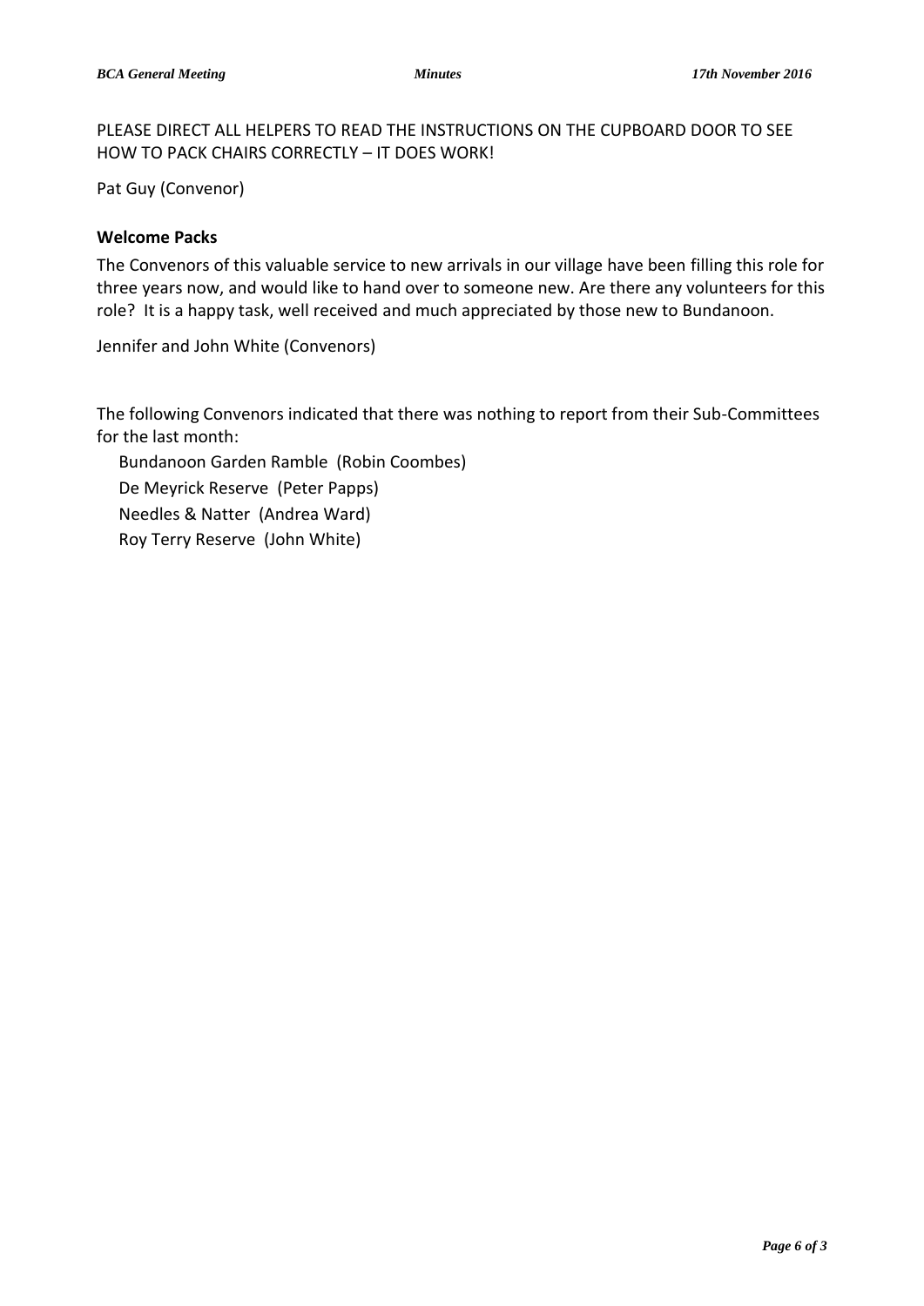PLEASE DIRECT ALL HELPERS TO READ THE INSTRUCTIONS ON THE CUPBOARD DOOR TO SEE HOW TO PACK CHAIRS CORRECTLY – IT DOES WORK!

Pat Guy (Convenor)

**Welcome Packs**

The Convenors of this valuable service to new arrivals in our village have been filling this role for three years now, and would like to hand over to someone new. Are there any volunteers for this role? It is a happy task, well received and much appreciated by those new to Bundanoon.

Jennifer and John White (Convenors)

The following Convenors indicated that there was nothing to report from their Sub-Committees for the last month:

Bundanoon Garden Ramble (Robin Coombes)  
De Meyrick Reserve (Peter Papps)  
Needles & Natter (Andrea Ward)  
Roy Terry Reserve (John White)